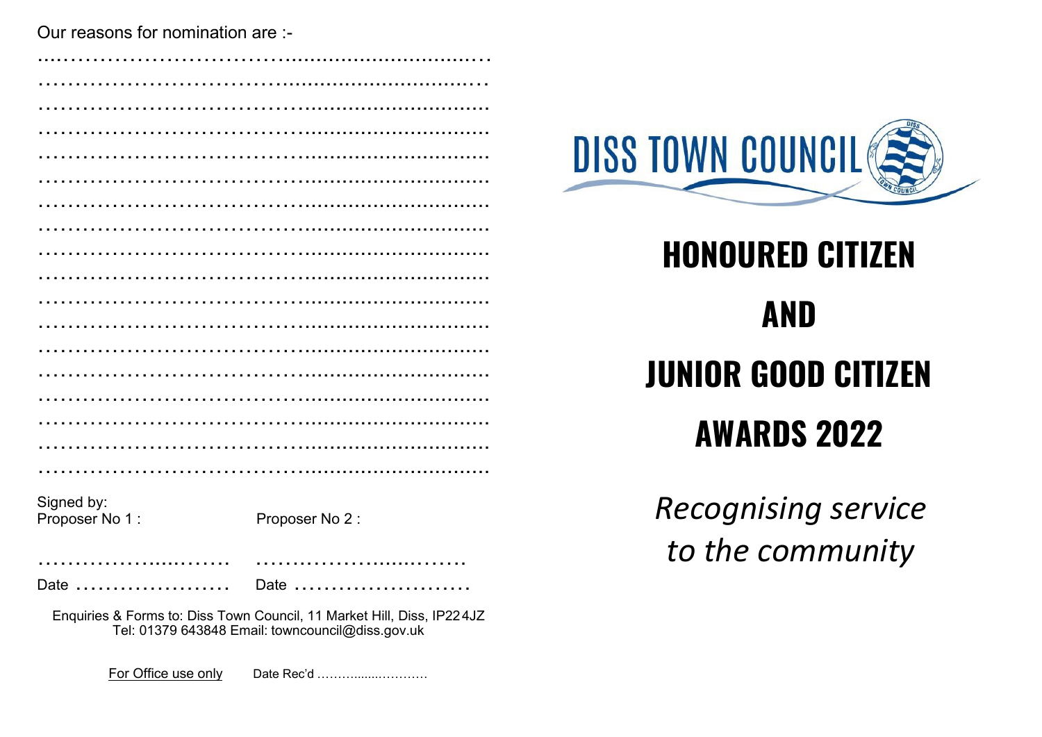Our reasons for nomination are :-

.......................................................................................

.......................................................................................

.......................................................................................

.......................................................................................

.......................................................................................

.......................................................................................

.......................................................................................

.......................................................................................

.......................................................................................

.......................................................................................

.......................................................................................

.......................................................................................

.......................................................................................

.......................................................................................

.......................................................................................

.......................................................................................

.......................................................................................

.......................................................................................

Signed by:

Proposer No 1 :                    Proposer No 2 :

...............................    ...............................

Date ........................    Date ...........................

Enquiries & Forms to: Diss Town Council, 11 Market Hill, Diss, IP22 4JZ
Tel: 01379 643848 Email: towncouncil@diss.gov.uk

For Office use only    Date Rec'd ...............................

DISS TOWN COUNCIL

# HONOURED CITIZEN

# AND

# JUNIOR GOOD CITIZEN

# AWARDS 2022

*Recognising service to the community*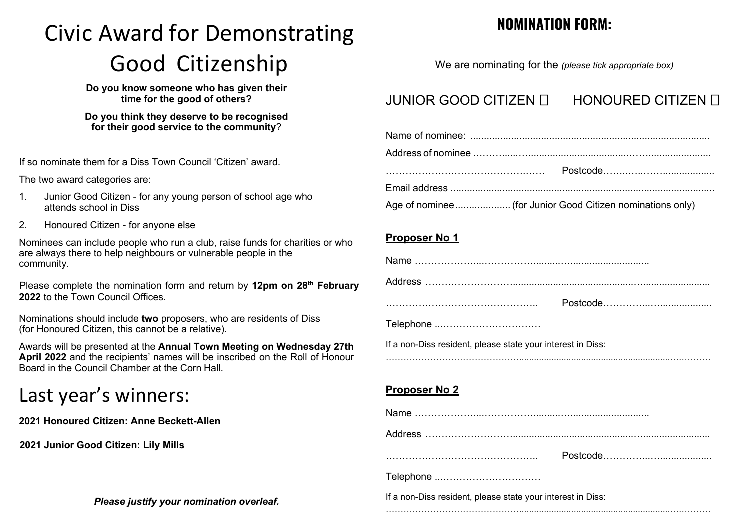# Civic Award for Demonstrating Good Citizenship

**Do you know someone who has given their time for the good of others?**

**Do you think they deserve to be recognised for their good service to the community**?

If so nominate them for a Diss Town Council 'Citizen' award.

The two award categories are:

1. Junior Good Citizen - for any young person of school age who attends school in Diss
2. Honoured Citizen - for anyone else

Nominees can include people who run a club, raise funds for charities or who are always there to help neighbours or vulnerable people in the community.

Please complete the nomination form and return by **12pm on 28th February 2022** to the Town Council Offices.

Nominations should include **two** proposers, who are residents of Diss (for Honoured Citizen, this cannot be a relative).

Awards will be presented at the **Annual Town Meeting on Wednesday 27th April 2022** and the recipients' names will be inscribed on the Roll of Honour Board in the Council Chamber at the Corn Hall.

# Last year's winners:

**2021 Honoured Citizen: Anne Beckett-Allen**

**2021 Junior Good Citizen: Lily Mills**

***Please justify your nomination overleaf.***

## NOMINATION FORM:

We are nominating for the *(please tick appropriate box)*

JUNIOR GOOD CITIZEN ☐ HONOURED CITIZEN ☐

Name of nominee: ..........................................................................................

Address of nominee ..........................................................................................

.............................................. Postcode..............................

Email address ..........................................................................................

Age of nominee.................... (for Junior Good Citizen nominations only)

**Proposer No 1**

Name ..........................................................................

Address ..........................................................................................

.............................................. Postcode..............................

Telephone ...................................

If a non-Diss resident, please state your interest in Diss:

..........................................................................................

**Proposer No 2**

Name ..........................................................................

Address ..........................................................................................

.............................................. Postcode..............................

Telephone ...................................

If a non-Diss resident, please state your interest in Diss:

..........................................................................................